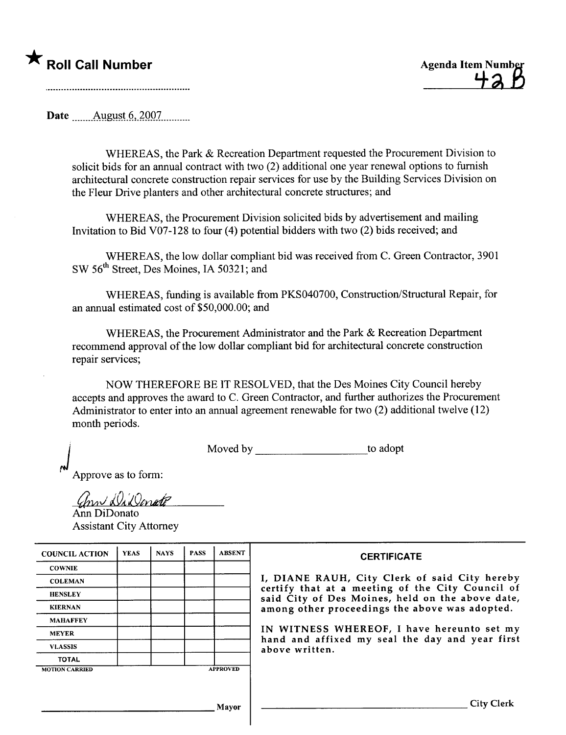★ **Roll Call Number**

..........................................................

**Agenda Item Number**
42B

**Date** August 6, 2007

WHEREAS, the Park & Recreation Department requested the Procurement Division to solicit bids for an annual contract with two (2) additional one year renewal options to furnish architectural concrete construction repair services for use by the Building Services Division on the Fleur Drive planters and other architectural concrete structures; and

WHEREAS, the Procurement Division solicited bids by advertisement and mailing Invitation to Bid V07-128 to four (4) potential bidders with two (2) bids received; and

WHEREAS, the low dollar compliant bid was received from C. Green Contractor, 3901 SW 56th Street, Des Moines, IA 50321; and

WHEREAS, funding is available from PKS040700, Construction/Structural Repair, for an annual estimated cost of $50,000.00; and

WHEREAS, the Procurement Administrator and the Park & Recreation Department recommend approval of the low dollar compliant bid for architectural concrete construction repair services;

NOW THEREFORE BE IT RESOLVED, that the Des Moines City Council hereby accepts and approves the award to C. Green Contractor, and further authorizes the Procurement Administrator to enter into an annual agreement renewable for two (2) additional twelve (12) month periods.

Moved by ____________________ to adopt

Approve as to form:

Ann DiDonato
Ann DiDonato
Assistant City Attorney

| COUNCIL ACTION | YEAS | NAYS | PASS | ABSENT |
|---|---|---|---|---|
| COWNIE | | | | |
| COLEMAN | | | | |
| HENSLEY | | | | |
| KIERNAN | | | | |
| MAHAFFEY | | | | |
| MEYER | | | | |
| VLASSIS | | | | |
| TOTAL | | | | |
| MOTION CARRIED | | | | APPROVED |

______________________________ Mayor

**CERTIFICATE**

I, DIANE RAUH, City Clerk of said City hereby certify that at a meeting of the City Council of said City of Des Moines, held on the above date, among other proceedings the above was adopted.

IN WITNESS WHEREOF, I have hereunto set my hand and affixed my seal the day and year first above written.

______________________________ City Clerk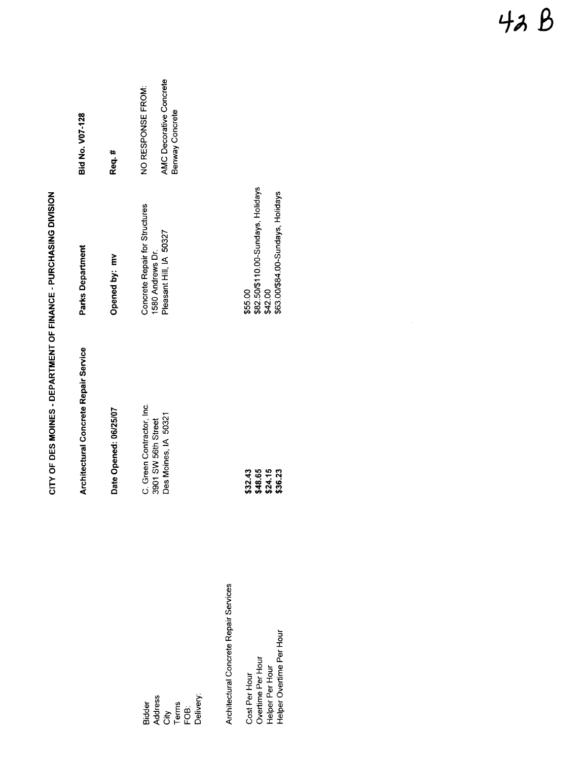42 B

# CITY OF DES MOINES - DEPARTMENT OF FINANCE - PURCHASING DIVISION

| | | | |
|---|---|---|---|
| **Architectural Concrete Repair Service** | **Parks Department** | **Bid No. V07-128** | |
| **Date Opened: 06/25/07** | **Opened by: mv** | **Req. #** | |

| | | | |
|---|---|---|---|
| Bidder | C. Green Contractor, Inc. | Concrete Repair for Structures | NO RESPONSE FROM: |
| Address | 3901 SW 56th Street | 1580 Andrews Dr. | |
| City | Des Moines, IA 50321 | Pleasant Hill, IA 50327 | AMC Decorative Concrete |
| Terms | | | Benway Concrete |
| FOB: | | | |
| Delivery: | | | |
| Architectural Concrete Repair Services | | | |
| Cost Per Hour | **$32.43** | $55.00 | |
| Overtime Per Hour | **$48.65** | $82.50/$110.00-Sundays, Holidays | |
| Helper Per Hour | **$24.15** | $42.00 | |
| Helper Overtime Per Hour | **$36.23** | $63.00/$84.00-Sundays, Holidays | |